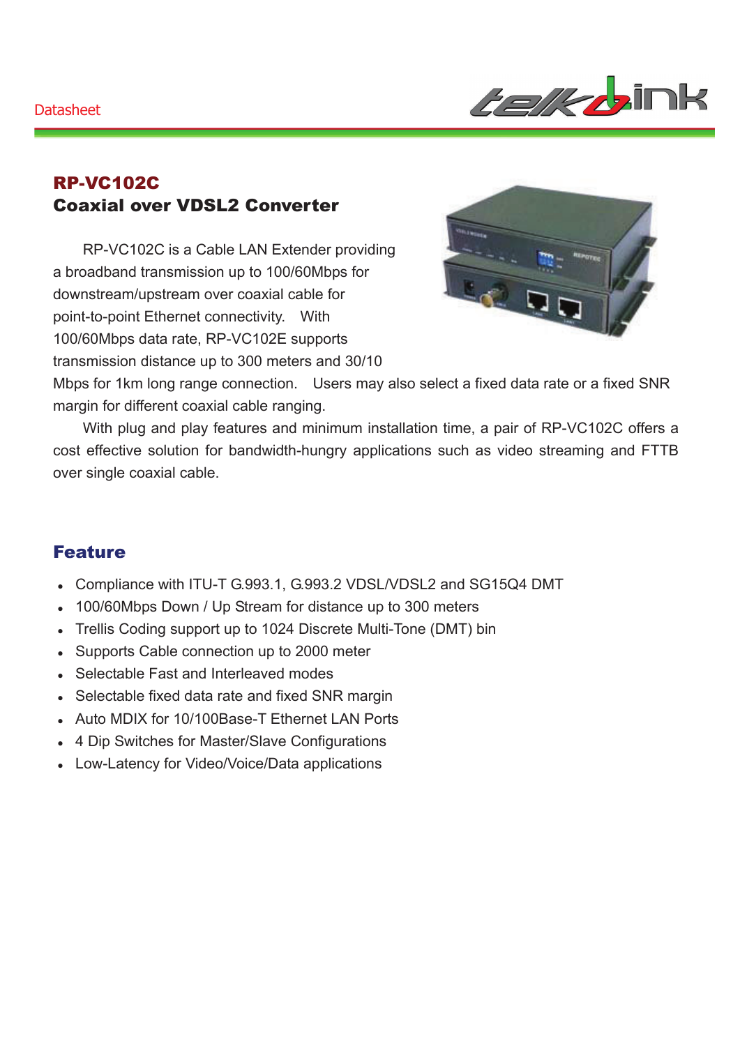Datasheet

## RP-VC102C
## Coaxial over VDSL2 Converter

RP-VC102C is a Cable LAN Extender providing a broadband transmission up to 100/60Mbps for downstream/upstream over coaxial cable for point-to-point Ethernet connectivity. With 100/60Mbps data rate, RP-VC102E supports transmission distance up to 300 meters and 30/10 Mbps for 1km long range connection. Users may also select a fixed data rate or a fixed SNR margin for different coaxial cable ranging.

With plug and play features and minimum installation time, a pair of RP-VC102C offers a cost effective solution for bandwidth-hungry applications such as video streaming and FTTB over single coaxial cable.

## Feature

- Compliance with ITU-T G.993.1, G.993.2 VDSL/VDSL2 and SG15Q4 DMT
- 100/60Mbps Down / Up Stream for distance up to 300 meters
- Trellis Coding support up to 1024 Discrete Multi-Tone (DMT) bin
- Supports Cable connection up to 2000 meter
- Selectable Fast and Interleaved modes
- Selectable fixed data rate and fixed SNR margin
- Auto MDIX for 10/100Base-T Ethernet LAN Ports
- 4 Dip Switches for Master/Slave Configurations
- Low-Latency for Video/Voice/Data applications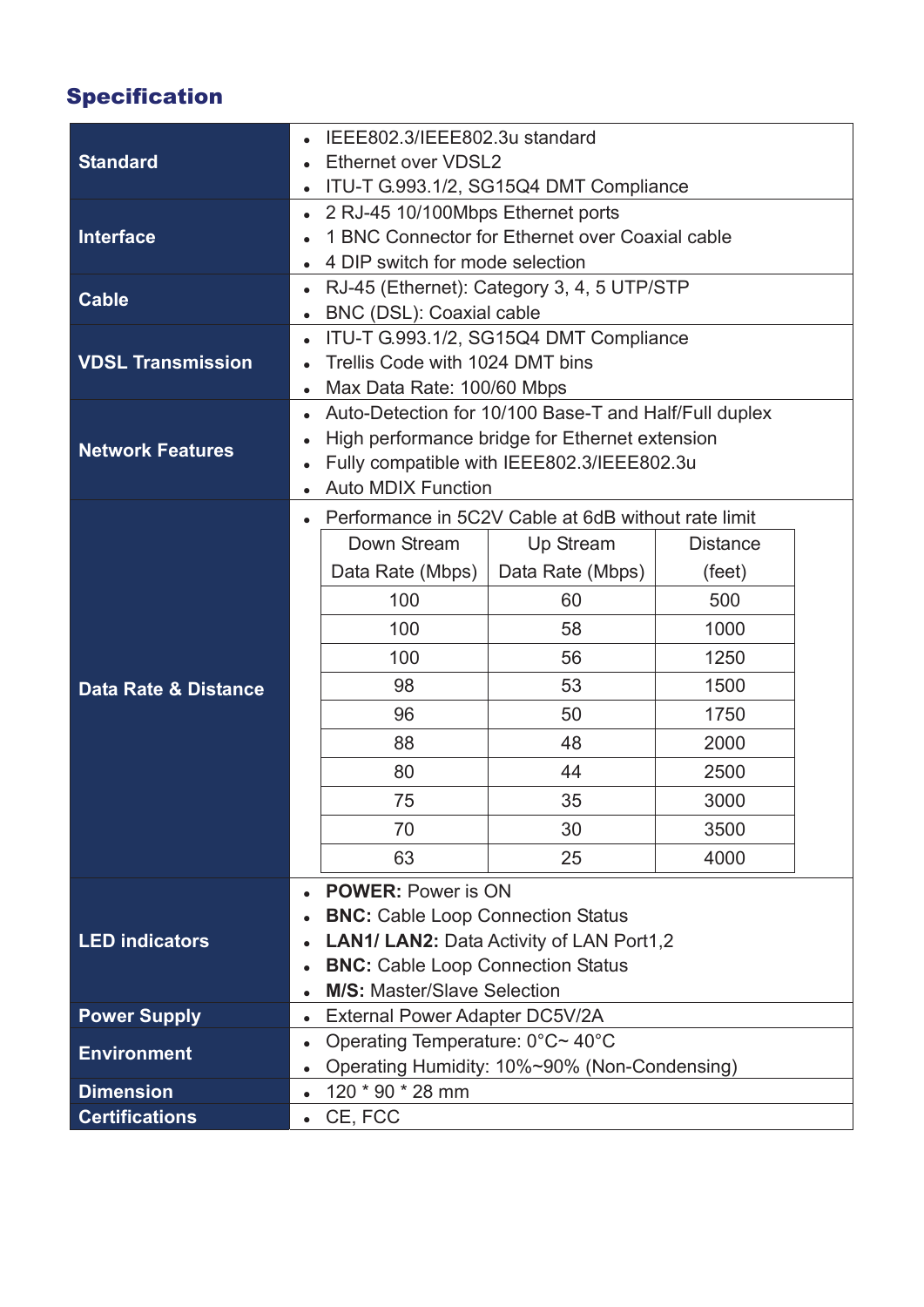## Specification

| | |
|---|---|
| **Standard** | • IEEE802.3/IEEE802.3u standard<br>• Ethernet over VDSL2<br>• ITU-T G.993.1/2, SG15Q4 DMT Compliance |
| **Interface** | • 2 RJ-45 10/100Mbps Ethernet ports<br>• 1 BNC Connector for Ethernet over Coaxial cable<br>• 4 DIP switch for mode selection |
| **Cable** | • RJ-45 (Ethernet): Category 3, 4, 5 UTP/STP<br>• BNC (DSL): Coaxial cable |
| **VDSL Transmission** | • ITU-T G.993.1/2, SG15Q4 DMT Compliance<br>• Trellis Code with 1024 DMT bins<br>• Max Data Rate: 100/60 Mbps |
| **Network Features** | • Auto-Detection for 10/100 Base-T and Half/Full duplex<br>• High performance bridge for Ethernet extension<br>• Fully compatible with IEEE802.3/IEEE802.3u<br>• Auto MDIX Function |
| **Data Rate & Distance** | • Performance in 5C2V Cable at 6dB without rate limit (see table below) |
| **LED indicators** | • **POWER:** Power is ON<br>• **BNC:** Cable Loop Connection Status<br>• **LAN1/ LAN2:** Data Activity of LAN Port1,2<br>• **BNC:** Cable Loop Connection Status<br>• **M/S:** Master/Slave Selection |
| **Power Supply** | • External Power Adapter DC5V/2A |
| **Environment** | • Operating Temperature: 0°C~ 40°C<br>• Operating Humidity: 10%~90% (Non-Condensing) |
| **Dimension** | • 120 * 90 * 28 mm |
| **Certifications** | • CE, FCC |

Performance in 5C2V Cable at 6dB without rate limit:

| Down Stream Data Rate (Mbps) | Up Stream Data Rate (Mbps) | Distance (feet) |
|---|---|---|
| 100 | 60 | 500 |
| 100 | 58 | 1000 |
| 100 | 56 | 1250 |
| 98 | 53 | 1500 |
| 96 | 50 | 1750 |
| 88 | 48 | 2000 |
| 80 | 44 | 2500 |
| 75 | 35 | 3000 |
| 70 | 30 | 3500 |
| 63 | 25 | 4000 |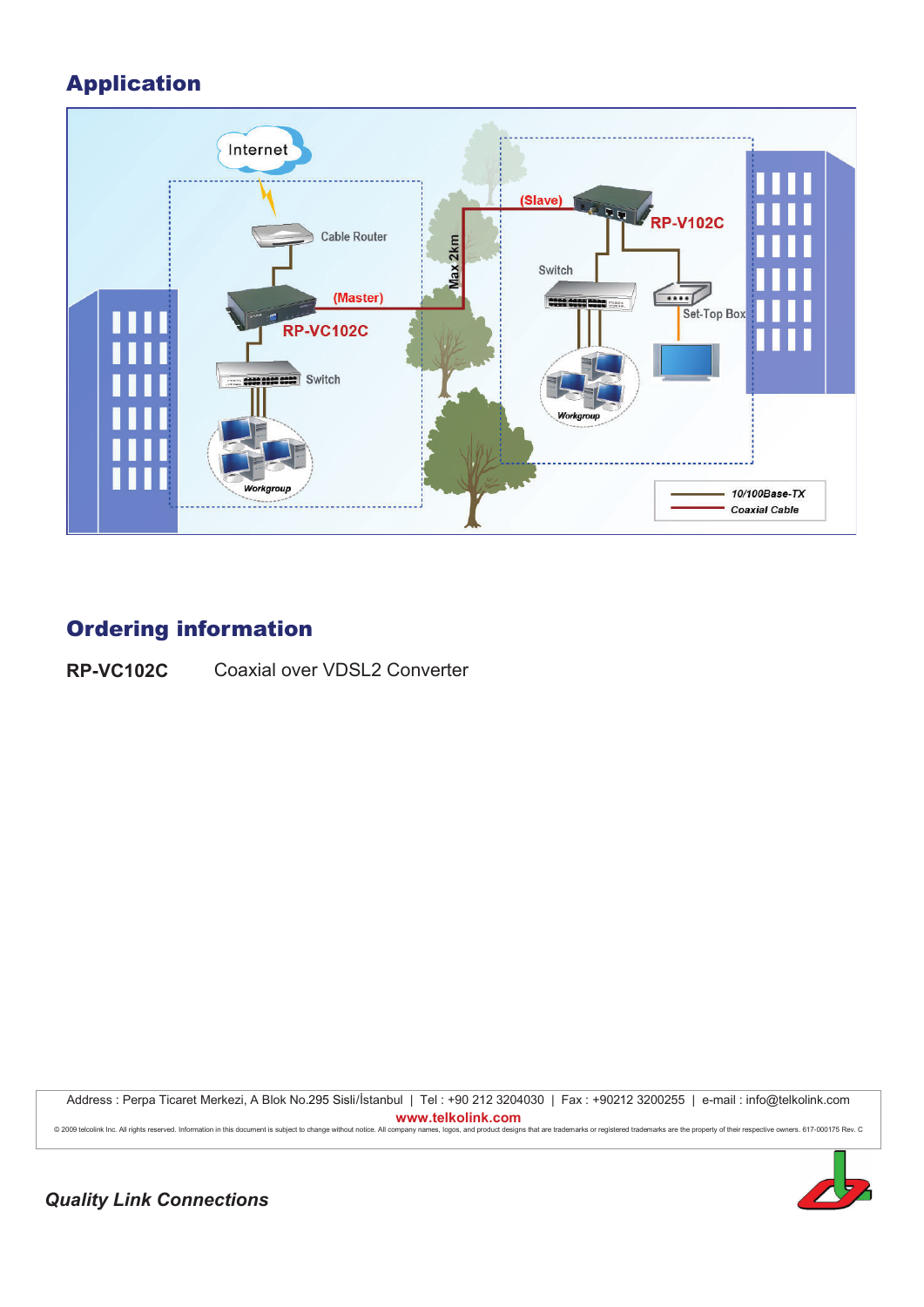## Application

Internet

Cable Router

(Master)

RP-VC102C

Switch

Workgroup

Max 2km

(Slave)

RP-V102C

Switch

Set-Top Box

Workgroup

10/100Base-TX

Coaxial Cable

## Ordering information

**RP-VC102C** Coaxial over VDSL2 Converter

Address : Perpa Ticaret Merkezi, A Blok No.295 Sisli/İstanbul | Tel : +90 212 3204030 | Fax : +90212 3200255 | e-mail : info@telkolink.com

**www.telkolink.com**

© 2009 telcolink Inc. All rights reserved. Information in this document is subject to change without notice. All company names, logos, and product designs that are trademarks or registered trademarks are the property of their respective owners. 617-000175 Rev. C

***Quality Link Connections***